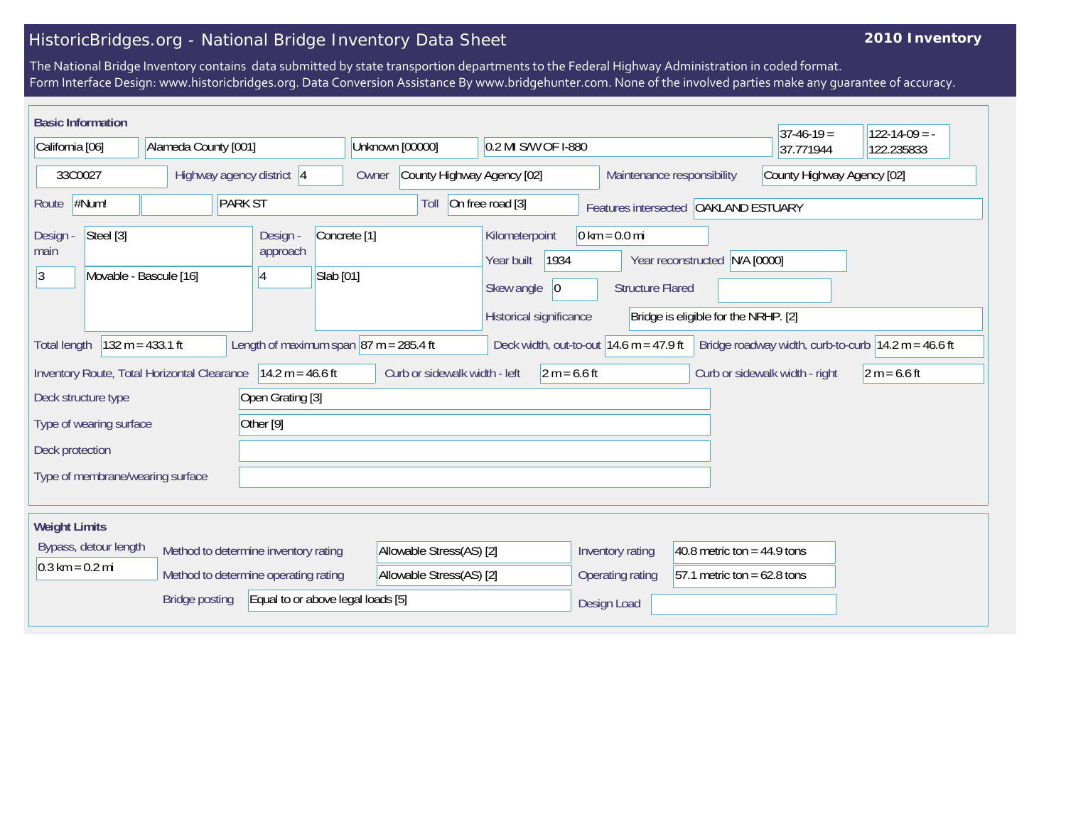# HistoricBridges.org - National Bridge Inventory Data Sheet

**2010 Inventory**

The National Bridge Inventory contains data submitted by state transportion departments to the Federal Highway Administration in coded format.
Form Interface Design: www.historicbridges.org. Data Conversion Assistance By www.bridgehunter.com. None of the involved parties make any guarantee of accuracy.

## Basic Information

| | |
|---|---|
| State | California [06] |
| County | Alameda County [001] |
| Place | Unknown [00000] |
| Location | 0.2 MI S/W OF I-880 |
| Latitude | 37-46-19 = 37.771944 |
| Longitude | 122-14-09 = -122.235833 |
| Structure Number | 33C0027 |
| Highway agency district | 4 |
| Owner | County Highway Agency [02] |
| Maintenance responsibility | County Highway Agency [02] |
| Route | #Num! |
| Facility carried | PARK ST |
| Toll | On free road [3] |
| Features intersected | OAKLAND ESTUARY |
| Design - main | Steel [3] |
| | 3 — Movable - Bascule [16] |
| Design - approach | Concrete [1] |
| | 4 — Slab [01] |
| Kilometerpoint | 0 km = 0.0 mi |
| Year built | 1934 |
| Year reconstructed | N/A [0000] |
| Skew angle | 0 |
| Structure Flared | |
| Historical significance | Bridge is eligible for the NRHP. [2] |
| Total length | 132 m = 433.1 ft |
| Length of maximum span | 87 m = 285.4 ft |
| Deck width, out-to-out | 14.6 m = 47.9 ft |
| Bridge roadway width, curb-to-curb | 14.2 m = 46.6 ft |
| Inventory Route, Total Horizontal Clearance | 14.2 m = 46.6 ft |
| Curb or sidewalk width - left | 2 m = 6.6 ft |
| Curb or sidewalk width - right | 2 m = 6.6 ft |
| Deck structure type | Open Grating [3] |
| Type of wearing surface | Other [9] |
| Deck protection | |
| Type of membrane/wearing surface | |

## Weight Limits

| | |
|---|---|
| Bypass, detour length | 0.3 km = 0.2 mi |
| Method to determine inventory rating | Allowable Stress(AS) [2] |
| Method to determine operating rating | Allowable Stress(AS) [2] |
| Bridge posting | Equal to or above legal loads [5] |
| Inventory rating | 40.8 metric ton = 44.9 tons |
| Operating rating | 57.1 metric ton = 62.8 tons |
| Design Load | |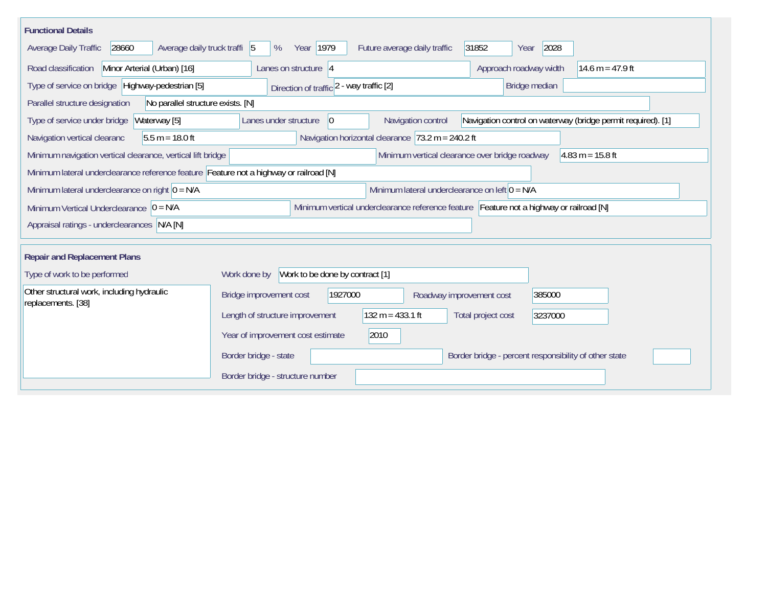## Functional Details

| Field | Value |
| --- | --- |
| Average Daily Traffic | 28660 |
| Average daily truck traffi | 5 % |
| Year | 1979 |
| Future average daily traffic | 31852 |
| Year | 2028 |
| Road classification | Minor Arterial (Urban) [16] |
| Lanes on structure | 4 |
| Approach roadway width | 14.6 m = 47.9 ft |
| Type of service on bridge | Highway-pedestrian [5] |
| Direction of traffic | 2 - way traffic [2] |
| Bridge median | |
| Parallel structure designation | No parallel structure exists. [N] |
| Type of service under bridge | Waterway [5] |
| Lanes under structure | 0 |
| Navigation control | Navigation control on waterway (bridge permit required). [1] |
| Navigation vertical clearanc | 5.5 m = 18.0 ft |
| Navigation horizontal clearance | 73.2 m = 240.2 ft |
| Minimum navigation vertical clearance, vertical lift bridge | |
| Minimum vertical clearance over bridge roadway | 4.83 m = 15.8 ft |
| Minimum lateral underclearance reference feature | Feature not a highway or railroad [N] |
| Minimum lateral underclearance on right | 0 = N/A |
| Minimum lateral underclearance on left | 0 = N/A |
| Minimum Vertical Underclearance | 0 = N/A |
| Minimum vertical underclearance reference feature | Feature not a highway or railroad [N] |
| Appraisal ratings - underclearances | N/A [N] |

## Repair and Replacement Plans

| Field | Value |
| --- | --- |
| Type of work to be performed | Other structural work, including hydraulic replacements. [38] |
| Work done by | Work to be done by contract [1] |
| Bridge improvement cost | 1927000 |
| Roadway improvement cost | 385000 |
| Length of structure improvement | 132 m = 433.1 ft |
| Total project cost | 3237000 |
| Year of improvement cost estimate | 2010 |
| Border bridge - state | |
| Border bridge - percent responsibility of other state | |
| Border bridge - structure number | |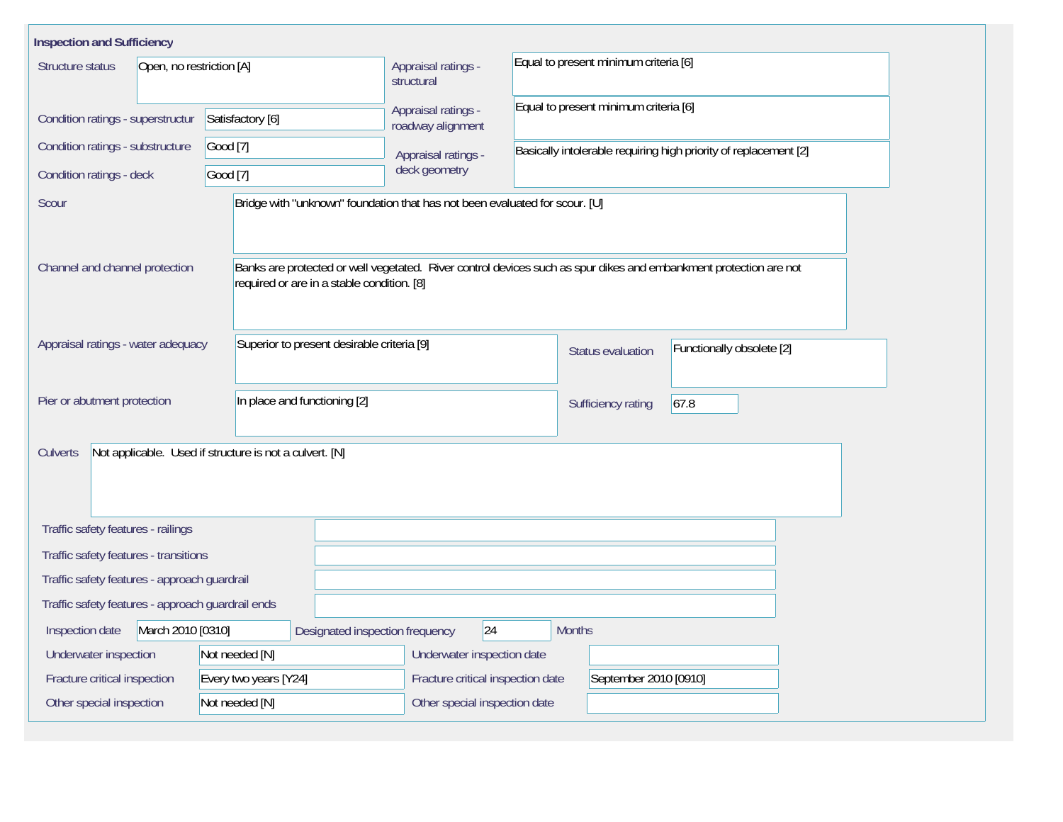## Inspection and Sufficiency

| | |
|---|---|
| Structure status | Open, no restriction [A] |
| Appraisal ratings - structural | Equal to present minimum criteria [6] |
| Condition ratings - superstructur | Satisfactory [6] |
| Appraisal ratings - roadway alignment | Equal to present minimum criteria [6] |
| Condition ratings - substructure | Good [7] |
| Appraisal ratings - deck geometry | Basically intolerable requiring high priority of replacement [2] |
| Condition ratings - deck | Good [7] |
| Scour | Bridge with "unknown" foundation that has not been evaluated for scour. [U] |
| Channel and channel protection | Banks are protected or well vegetated. River control devices such as spur dikes and embankment protection are not required or are in a stable condition. [8] |
| Appraisal ratings - water adequacy | Superior to present desirable criteria [9] |
| Status evaluation | Functionally obsolete [2] |
| Pier or abutment protection | In place and functioning [2] |
| Sufficiency rating | 67.8 |
| Culverts | Not applicable. Used if structure is not a culvert. [N] |
| Traffic safety features - railings | |
| Traffic safety features - transitions | |
| Traffic safety features - approach guardrail | |
| Traffic safety features - approach guardrail ends | |
| Inspection date | March 2010 [0310] |
| Designated inspection frequency | 24 Months |
| Underwater inspection | Not needed [N] |
| Underwater inspection date | |
| Fracture critical inspection | Every two years [Y24] |
| Fracture critical inspection date | September 2010 [0910] |
| Other special inspection | Not needed [N] |
| Other special inspection date | |